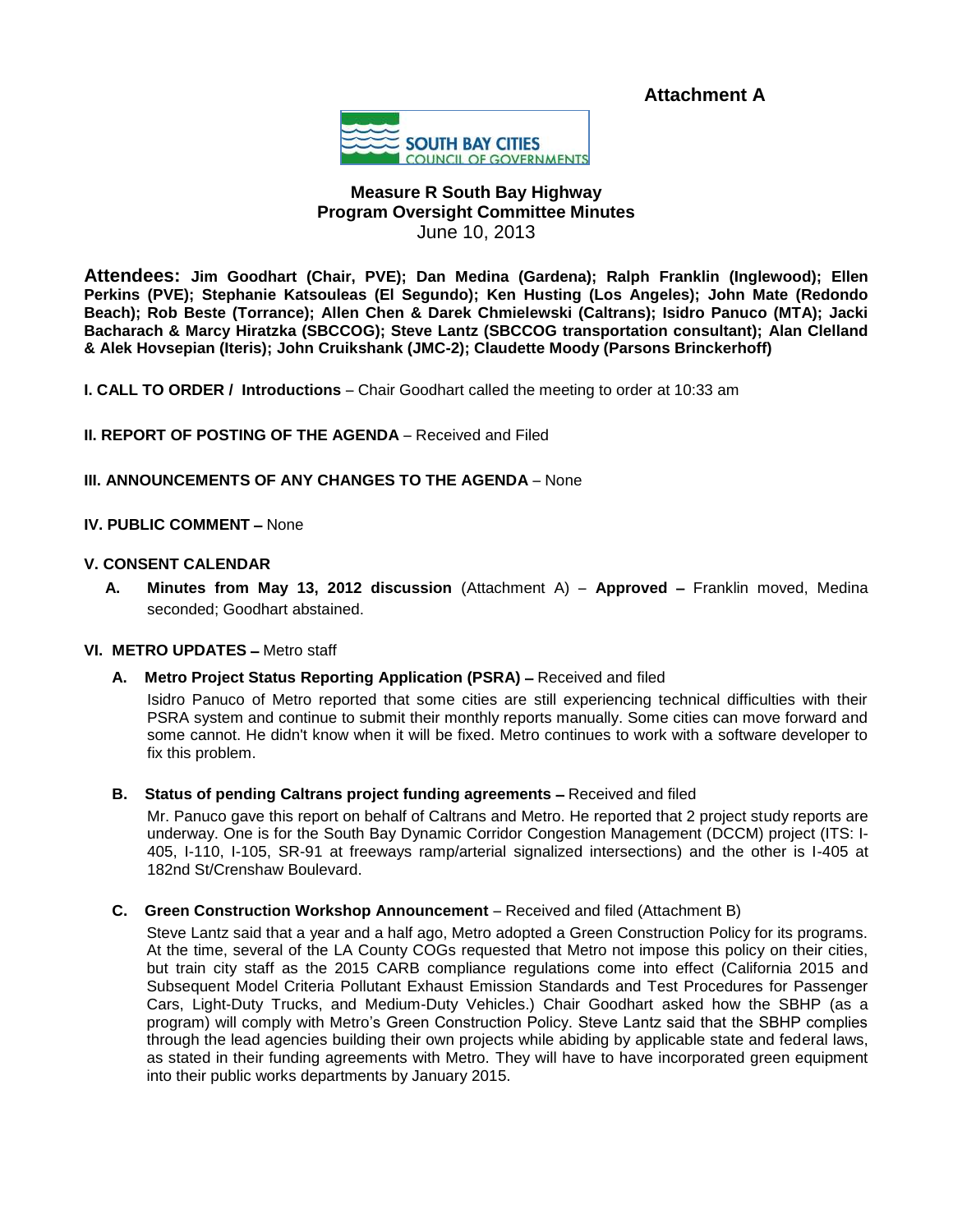**Attachment A**

SOUTH BAY CITIES
COUNCIL OF GOVERNMENTS

## Measure R South Bay Highway Program Oversight Committee Minutes

June 10, 2013

**Attendees: Jim Goodhart (Chair, PVE); Dan Medina (Gardena); Ralph Franklin (Inglewood); Ellen Perkins (PVE); Stephanie Katsouleas (El Segundo); Ken Husting (Los Angeles); John Mate (Redondo Beach); Rob Beste (Torrance); Allen Chen & Darek Chmielewski (Caltrans); Isidro Panuco (MTA); Jacki Bacharach & Marcy Hiratzka (SBCCOG); Steve Lantz (SBCCOG transportation consultant); Alan Clelland & Alek Hovsepian (Iteris); John Cruikshank (JMC-2); Claudette Moody (Parsons Brinckerhoff)**

**I. CALL TO ORDER / Introductions** – Chair Goodhart called the meeting to order at 10:33 am

**II. REPORT OF POSTING OF THE AGENDA** – Received and Filed

**III. ANNOUNCEMENTS OF ANY CHANGES TO THE AGENDA** – None

**IV. PUBLIC COMMENT –** None

**V. CONSENT CALENDAR**

**A. Minutes from May 13, 2012 discussion** (Attachment A) – **Approved –** Franklin moved, Medina seconded; Goodhart abstained.

**VI. METRO UPDATES –** Metro staff

**A. Metro Project Status Reporting Application (PSRA) –** Received and filed

Isidro Panuco of Metro reported that some cities are still experiencing technical difficulties with their PSRA system and continue to submit their monthly reports manually. Some cities can move forward and some cannot. He didn't know when it will be fixed. Metro continues to work with a software developer to fix this problem.

**B. Status of pending Caltrans project funding agreements –** Received and filed

Mr. Panuco gave this report on behalf of Caltrans and Metro. He reported that 2 project study reports are underway. One is for the South Bay Dynamic Corridor Congestion Management (DCCM) project (ITS: I-405, I-110, I-105, SR-91 at freeways ramp/arterial signalized intersections) and the other is I-405 at 182nd St/Crenshaw Boulevard.

**C. Green Construction Workshop Announcement** – Received and filed (Attachment B)

Steve Lantz said that a year and a half ago, Metro adopted a Green Construction Policy for its programs. At the time, several of the LA County COGs requested that Metro not impose this policy on their cities, but train city staff as the 2015 CARB compliance regulations come into effect (California 2015 and Subsequent Model Criteria Pollutant Exhaust Emission Standards and Test Procedures for Passenger Cars, Light-Duty Trucks, and Medium-Duty Vehicles.) Chair Goodhart asked how the SBHP (as a program) will comply with Metro's Green Construction Policy. Steve Lantz said that the SBHP complies through the lead agencies building their own projects while abiding by applicable state and federal laws, as stated in their funding agreements with Metro. They will have to have incorporated green equipment into their public works departments by January 2015.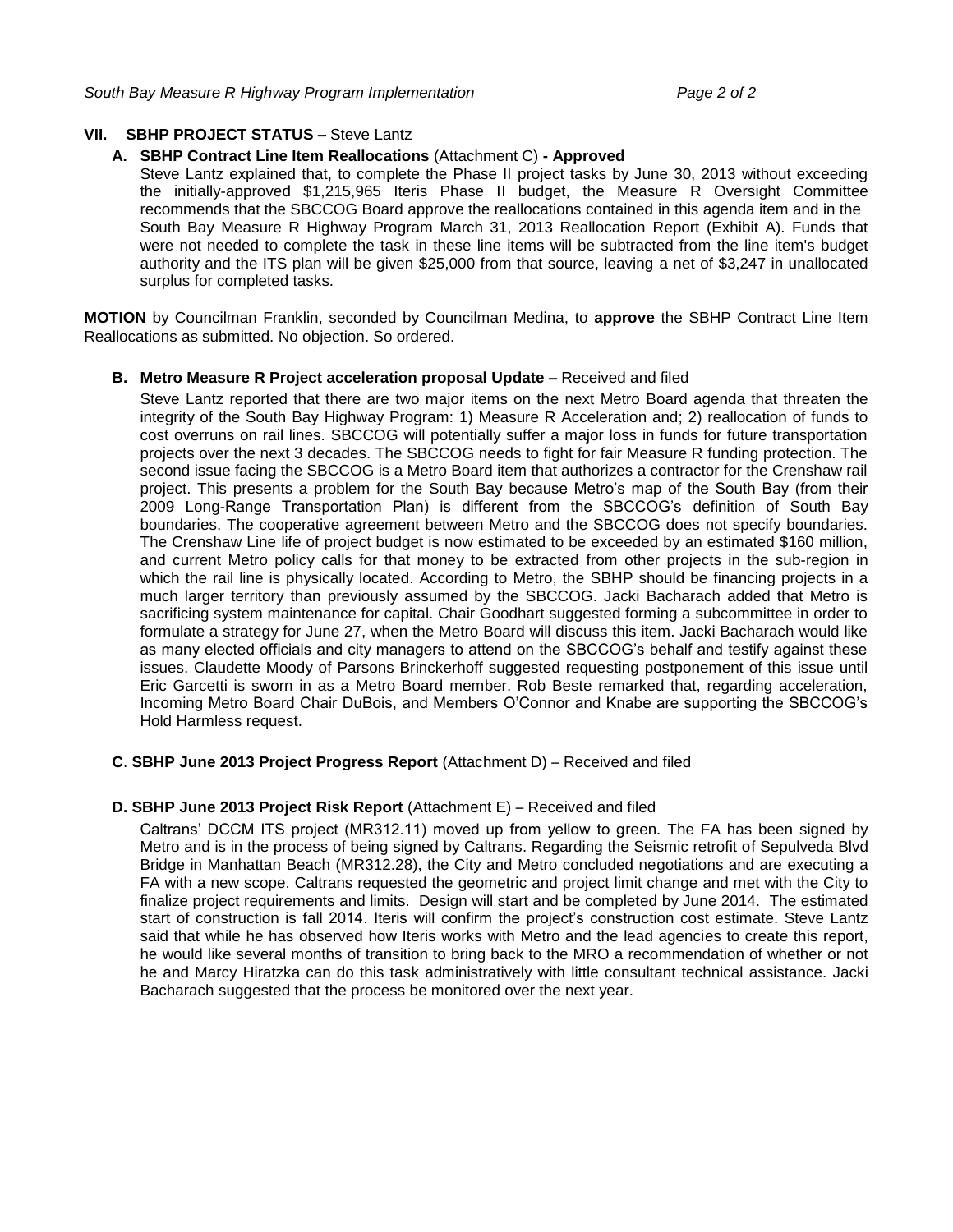## VII. SBHP PROJECT STATUS – Steve Lantz

**A. SBHP Contract Line Item Reallocations** (Attachment C) **- Approved**

Steve Lantz explained that, to complete the Phase II project tasks by June 30, 2013 without exceeding the initially-approved $1,215,965 Iteris Phase II budget, the Measure R Oversight Committee recommends that the SBCCOG Board approve the reallocations contained in this agenda item and in the South Bay Measure R Highway Program March 31, 2013 Reallocation Report (Exhibit A). Funds that were not needed to complete the task in these line items will be subtracted from the line item's budget authority and the ITS plan will be given $25,000 from that source, leaving a net of $3,247 in unallocated surplus for completed tasks.

**MOTION** by Councilman Franklin, seconded by Councilman Medina, to **approve** the SBHP Contract Line Item Reallocations as submitted. No objection. So ordered.

**B. Metro Measure R Project acceleration proposal Update –** Received and filed

Steve Lantz reported that there are two major items on the next Metro Board agenda that threaten the integrity of the South Bay Highway Program: 1) Measure R Acceleration and; 2) reallocation of funds to cost overruns on rail lines. SBCCOG will potentially suffer a major loss in funds for future transportation projects over the next 3 decades. The SBCCOG needs to fight for fair Measure R funding protection. The second issue facing the SBCCOG is a Metro Board item that authorizes a contractor for the Crenshaw rail project. This presents a problem for the South Bay because Metro's map of the South Bay (from their 2009 Long-Range Transportation Plan) is different from the SBCCOG's definition of South Bay boundaries. The cooperative agreement between Metro and the SBCCOG does not specify boundaries. The Crenshaw Line life of project budget is now estimated to be exceeded by an estimated $160 million, and current Metro policy calls for that money to be extracted from other projects in the sub-region in which the rail line is physically located. According to Metro, the SBHP should be financing projects in a much larger territory than previously assumed by the SBCCOG. Jacki Bacharach added that Metro is sacrificing system maintenance for capital. Chair Goodhart suggested forming a subcommittee in order to formulate a strategy for June 27, when the Metro Board will discuss this item. Jacki Bacharach would like as many elected officials and city managers to attend on the SBCCOG's behalf and testify against these issues. Claudette Moody of Parsons Brinckerhoff suggested requesting postponement of this issue until Eric Garcetti is sworn in as a Metro Board member. Rob Beste remarked that, regarding acceleration, Incoming Metro Board Chair DuBois, and Members O'Connor and Knabe are supporting the SBCCOG's Hold Harmless request.

**C**. **SBHP June 2013 Project Progress Report** (Attachment D) – Received and filed

**D. SBHP June 2013 Project Risk Report** (Attachment E) – Received and filed

Caltrans' DCCM ITS project (MR312.11) moved up from yellow to green. The FA has been signed by Metro and is in the process of being signed by Caltrans. Regarding the Seismic retrofit of Sepulveda Blvd Bridge in Manhattan Beach (MR312.28), the City and Metro concluded negotiations and are executing a FA with a new scope. Caltrans requested the geometric and project limit change and met with the City to finalize project requirements and limits. Design will start and be completed by June 2014. The estimated start of construction is fall 2014. Iteris will confirm the project's construction cost estimate. Steve Lantz said that while he has observed how Iteris works with Metro and the lead agencies to create this report, he would like several months of transition to bring back to the MRO a recommendation of whether or not he and Marcy Hiratzka can do this task administratively with little consultant technical assistance. Jacki Bacharach suggested that the process be monitored over the next year.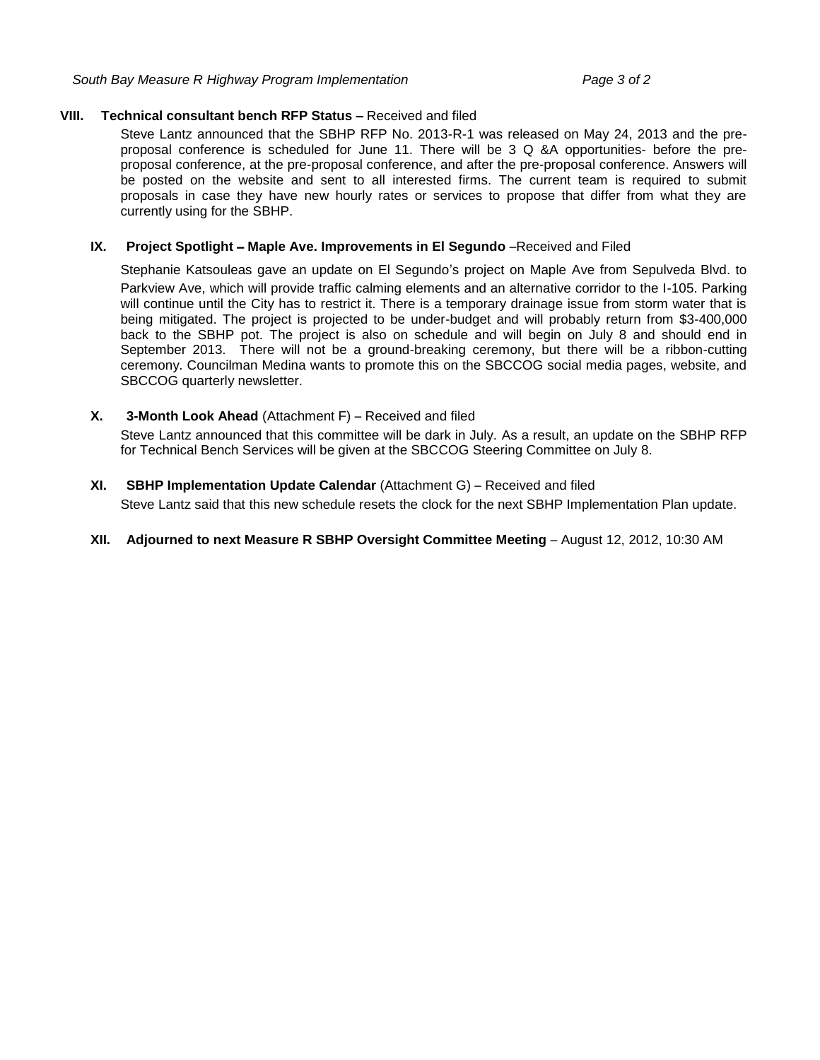**VIII. Technical consultant bench RFP Status –** Received and filed

Steve Lantz announced that the SBHP RFP No. 2013-R-1 was released on May 24, 2013 and the pre-proposal conference is scheduled for June 11. There will be 3 Q &A opportunities- before the pre-proposal conference, at the pre-proposal conference, and after the pre-proposal conference. Answers will be posted on the website and sent to all interested firms. The current team is required to submit proposals in case they have new hourly rates or services to propose that differ from what they are currently using for the SBHP.

**IX. Project Spotlight – Maple Ave. Improvements in El Segundo** –Received and Filed

Stephanie Katsouleas gave an update on El Segundo's project on Maple Ave from Sepulveda Blvd. to Parkview Ave, which will provide traffic calming elements and an alternative corridor to the I-105. Parking will continue until the City has to restrict it. There is a temporary drainage issue from storm water that is being mitigated. The project is projected to be under-budget and will probably return from $3-400,000 back to the SBHP pot. The project is also on schedule and will begin on July 8 and should end in September 2013. There will not be a ground-breaking ceremony, but there will be a ribbon-cutting ceremony. Councilman Medina wants to promote this on the SBCCOG social media pages, website, and SBCCOG quarterly newsletter.

**X. 3-Month Look Ahead** (Attachment F) – Received and filed

Steve Lantz announced that this committee will be dark in July. As a result, an update on the SBHP RFP for Technical Bench Services will be given at the SBCCOG Steering Committee on July 8.

**XI. SBHP Implementation Update Calendar** (Attachment G) – Received and filed

Steve Lantz said that this new schedule resets the clock for the next SBHP Implementation Plan update.

**XII. Adjourned to next Measure R SBHP Oversight Committee Meeting** – August 12, 2012, 10:30 AM